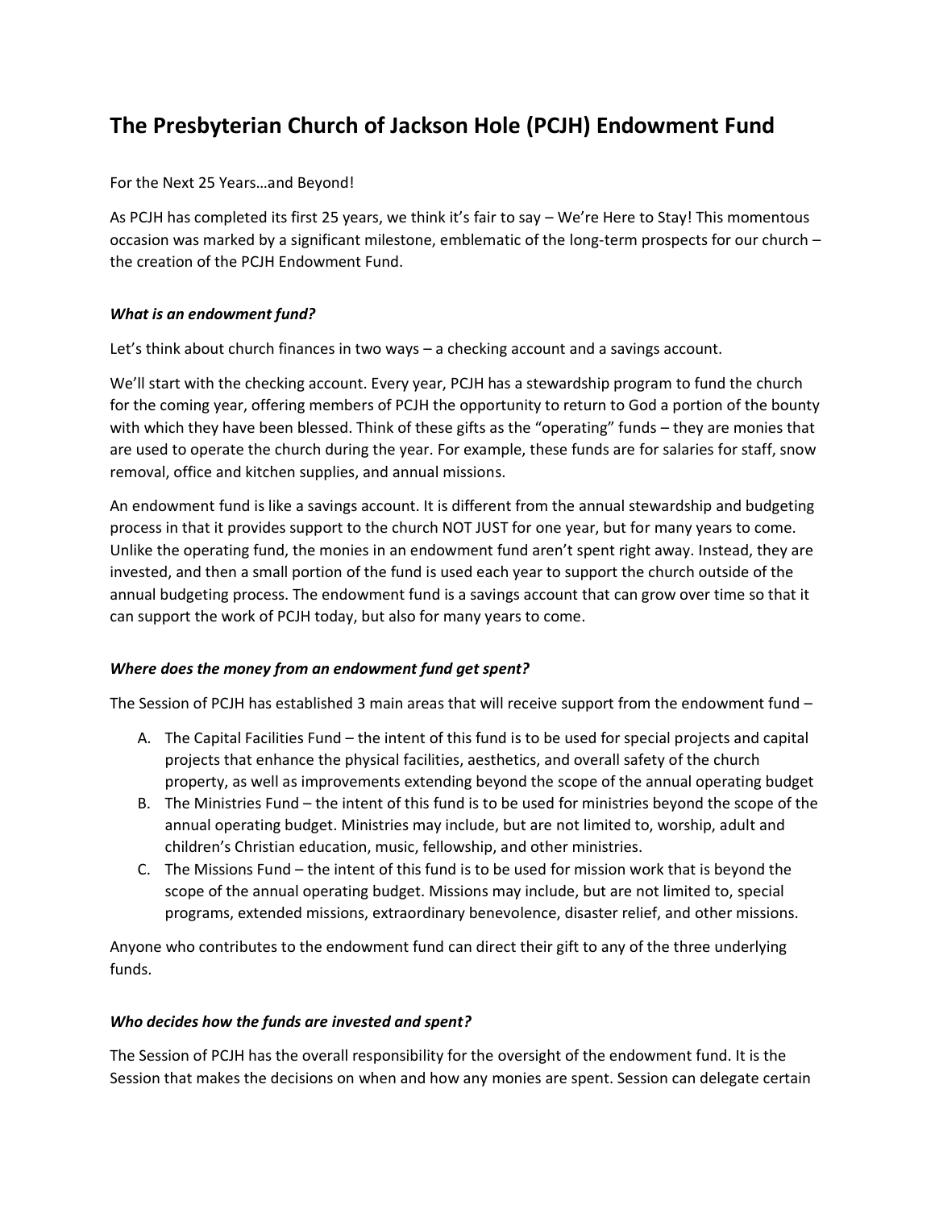# The Presbyterian Church of Jackson Hole (PCJH) Endowment Fund

For the Next 25 Years…and Beyond!

As PCJH has completed its first 25 years, we think it's fair to say – We're Here to Stay! This momentous occasion was marked by a significant milestone, emblematic of the long-term prospects for our church – the creation of the PCJH Endowment Fund.

### *What is an endowment fund?*

Let's think about church finances in two ways – a checking account and a savings account.

We'll start with the checking account. Every year, PCJH has a stewardship program to fund the church for the coming year, offering members of PCJH the opportunity to return to God a portion of the bounty with which they have been blessed. Think of these gifts as the "operating" funds – they are monies that are used to operate the church during the year. For example, these funds are for salaries for staff, snow removal, office and kitchen supplies, and annual missions.

An endowment fund is like a savings account. It is different from the annual stewardship and budgeting process in that it provides support to the church NOT JUST for one year, but for many years to come. Unlike the operating fund, the monies in an endowment fund aren't spent right away. Instead, they are invested, and then a small portion of the fund is used each year to support the church outside of the annual budgeting process. The endowment fund is a savings account that can grow over time so that it can support the work of PCJH today, but also for many years to come.

### *Where does the money from an endowment fund get spent?*

The Session of PCJH has established 3 main areas that will receive support from the endowment fund –

A. The Capital Facilities Fund – the intent of this fund is to be used for special projects and capital projects that enhance the physical facilities, aesthetics, and overall safety of the church property, as well as improvements extending beyond the scope of the annual operating budget
B. The Ministries Fund – the intent of this fund is to be used for ministries beyond the scope of the annual operating budget. Ministries may include, but are not limited to, worship, adult and children's Christian education, music, fellowship, and other ministries.
C. The Missions Fund – the intent of this fund is to be used for mission work that is beyond the scope of the annual operating budget. Missions may include, but are not limited to, special programs, extended missions, extraordinary benevolence, disaster relief, and other missions.

Anyone who contributes to the endowment fund can direct their gift to any of the three underlying funds.

### *Who decides how the funds are invested and spent?*

The Session of PCJH has the overall responsibility for the oversight of the endowment fund. It is the Session that makes the decisions on when and how any monies are spent. Session can delegate certain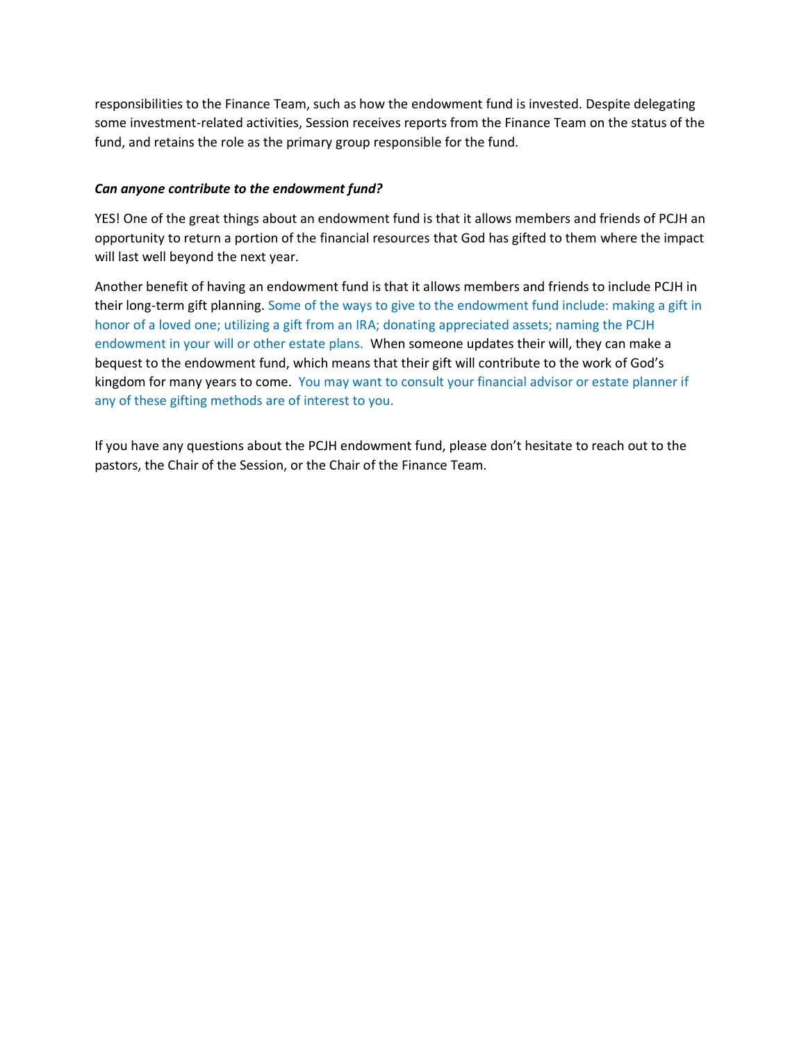responsibilities to the Finance Team, such as how the endowment fund is invested. Despite delegating some investment-related activities, Session receives reports from the Finance Team on the status of the fund, and retains the role as the primary group responsible for the fund.

***Can anyone contribute to the endowment fund?***

YES! One of the great things about an endowment fund is that it allows members and friends of PCJH an opportunity to return a portion of the financial resources that God has gifted to them where the impact will last well beyond the next year.

Another benefit of having an endowment fund is that it allows members and friends to include PCJH in their long-term gift planning. Some of the ways to give to the endowment fund include: making a gift in honor of a loved one; utilizing a gift from an IRA; donating appreciated assets; naming the PCJH endowment in your will or other estate plans. When someone updates their will, they can make a bequest to the endowment fund, which means that their gift will contribute to the work of God's kingdom for many years to come. You may want to consult your financial advisor or estate planner if any of these gifting methods are of interest to you.

If you have any questions about the PCJH endowment fund, please don't hesitate to reach out to the pastors, the Chair of the Session, or the Chair of the Finance Team.